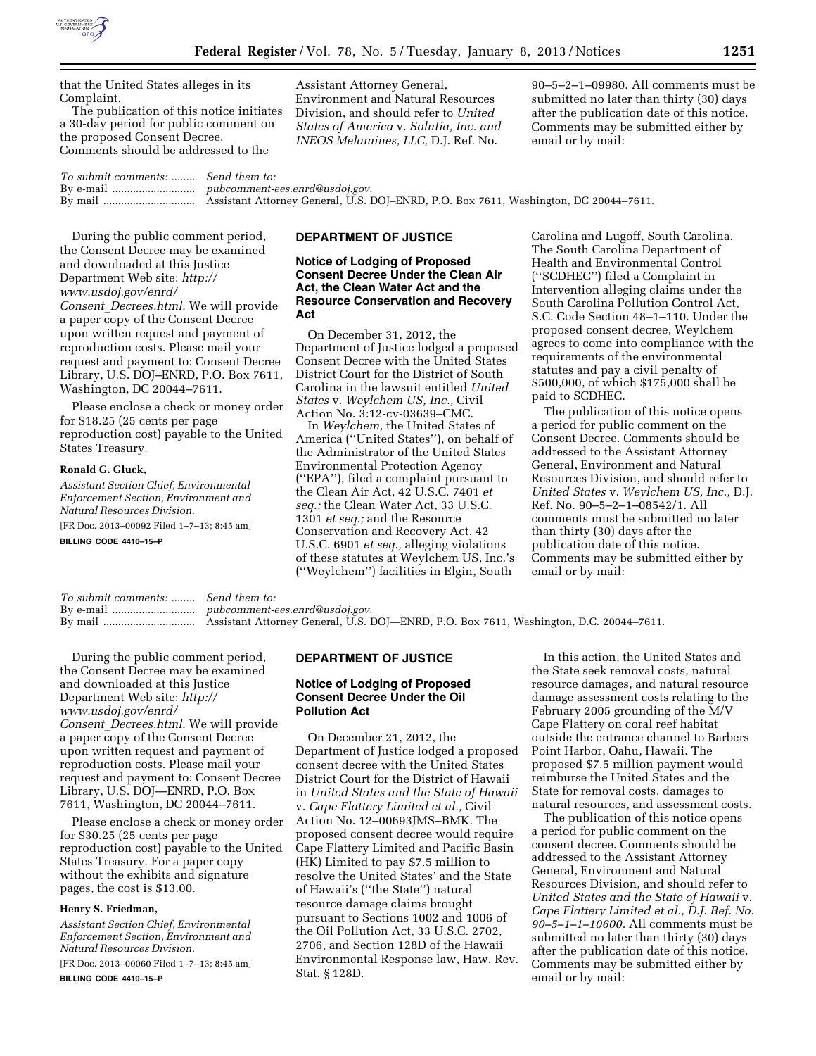that the United States alleges in its Complaint.

The publication of this notice initiates a 30-day period for public comment on the proposed Consent Decree. Comments should be addressed to the Assistant Attorney General, Environment and Natural Resources Division, and should refer to *United States of America* v. *Solutia, Inc. and INEOS Melamines, LLC,* D.J. Ref. No. 90–5–2–1–09980. All comments must be submitted no later than thirty (30) days after the publication date of this notice. Comments may be submitted either by email or by mail:

| *To submit comments:* | *Send them to:* |
| --- | --- |
| By e-mail | *pubcomment-ees.enrd@usdoj.gov.* |
| By mail | Assistant Attorney General, U.S. DOJ–ENRD, P.O. Box 7611, Washington, DC 20044–7611. |

During the public comment period, the Consent Decree may be examined and downloaded at this Justice Department Web site: *http://www.usdoj.gov/enrd/Consent_Decrees.html.* We will provide a paper copy of the Consent Decree upon written request and payment of reproduction costs. Please mail your request and payment to: Consent Decree Library, U.S. DOJ–ENRD, P.O. Box 7611, Washington, DC 20044–7611.

Please enclose a check or money order for $18.25 (25 cents per page reproduction cost) payable to the United States Treasury.

**Ronald G. Gluck,**

*Assistant Section Chief, Environmental Enforcement Section, Environment and Natural Resources Division.*

[FR Doc. 2013–00092 Filed 1–7–13; 8:45 am]

**BILLING CODE 4410–15–P**

## DEPARTMENT OF JUSTICE

### Notice of Lodging of Proposed Consent Decree Under the Clean Air Act, the Clean Water Act and the Resource Conservation and Recovery Act

On December 31, 2012, the Department of Justice lodged a proposed Consent Decree with the United States District Court for the District of South Carolina in the lawsuit entitled *United States* v. *Weylchem US, Inc.,* Civil Action No. 3:12-cv-03639–CMC.

In *Weylchem,* the United States of America (''United States''), on behalf of the Administrator of the United States Environmental Protection Agency (''EPA''), filed a complaint pursuant to the Clean Air Act, 42 U.S.C. 7401 *et seq.;* the Clean Water Act, 33 U.S.C. 1301 *et seq.;* and the Resource Conservation and Recovery Act, 42 U.S.C. 6901 *et seq.,* alleging violations of these statutes at Weylchem US, Inc.'s (''Weylchem'') facilities in Elgin, South Carolina and Lugoff, South Carolina. The South Carolina Department of Health and Environmental Control (''SCDHEC'') filed a Complaint in Intervention alleging claims under the South Carolina Pollution Control Act, S.C. Code Section 48–1–110. Under the proposed consent decree, Weylchem agrees to come into compliance with the requirements of the environmental statutes and pay a civil penalty of $500,000, of which $175,000 shall be paid to SCDHEC.

The publication of this notice opens a period for public comment on the Consent Decree. Comments should be addressed to the Assistant Attorney General, Environment and Natural Resources Division, and should refer to *United States* v. *Weylchem US, Inc.,* D.J. Ref. No. 90–5–2–1–08542/1. All comments must be submitted no later than thirty (30) days after the publication date of this notice. Comments may be submitted either by email or by mail:

| *To submit comments:* | *Send them to:* |
| --- | --- |
| By e-mail | *pubcomment-ees.enrd@usdoj.gov.* |
| By mail | Assistant Attorney General, U.S. DOJ—ENRD, P.O. Box 7611, Washington, D.C. 20044–7611. |

During the public comment period, the Consent Decree may be examined and downloaded at this Justice Department Web site: *http://www.usdoj.gov/enrd/Consent_Decrees.html.* We will provide a paper copy of the Consent Decree upon written request and payment of reproduction costs. Please mail your request and payment to: Consent Decree Library, U.S. DOJ—ENRD, P.O. Box 7611, Washington, DC 20044–7611.

Please enclose a check or money order for $30.25 (25 cents per page reproduction cost) payable to the United States Treasury. For a paper copy without the exhibits and signature pages, the cost is $13.00.

**Henry S. Friedman,**

*Assistant Section Chief, Environmental Enforcement Section, Environment and Natural Resources Division.*

[FR Doc. 2013–00060 Filed 1–7–13; 8:45 am]

**BILLING CODE 4410–15–P**

## DEPARTMENT OF JUSTICE

### Notice of Lodging of Proposed Consent Decree Under the Oil Pollution Act

On December 21, 2012, the Department of Justice lodged a proposed consent decree with the United States District Court for the District of Hawaii in *United States and the State of Hawaii* v. *Cape Flattery Limited et al.,* Civil Action No. 12–00693JMS–BMK. The proposed consent decree would require Cape Flattery Limited and Pacific Basin (HK) Limited to pay $7.5 million to resolve the United States' and the State of Hawaii's (''the State'') natural resource damage claims brought pursuant to Sections 1002 and 1006 of the Oil Pollution Act, 33 U.S.C. 2702, 2706, and Section 128D of the Hawaii Environmental Response law, Haw. Rev. Stat. § 128D.

In this action, the United States and the State seek removal costs, natural resource damages, and natural resource damage assessment costs relating to the February 2005 grounding of the M/V Cape Flattery on coral reef habitat outside the entrance channel to Barbers Point Harbor, Oahu, Hawaii. The proposed $7.5 million payment would reimburse the United States and the State for removal costs, damages to natural resources, and assessment costs.

The publication of this notice opens a period for public comment on the consent decree. Comments should be addressed to the Assistant Attorney General, Environment and Natural Resources Division, and should refer to *United States and the State of Hawaii* v. *Cape Flattery Limited et al., D.J. Ref. No. 90–5–1–1–10600.* All comments must be submitted no later than thirty (30) days after the publication date of this notice. Comments may be submitted either by email or by mail: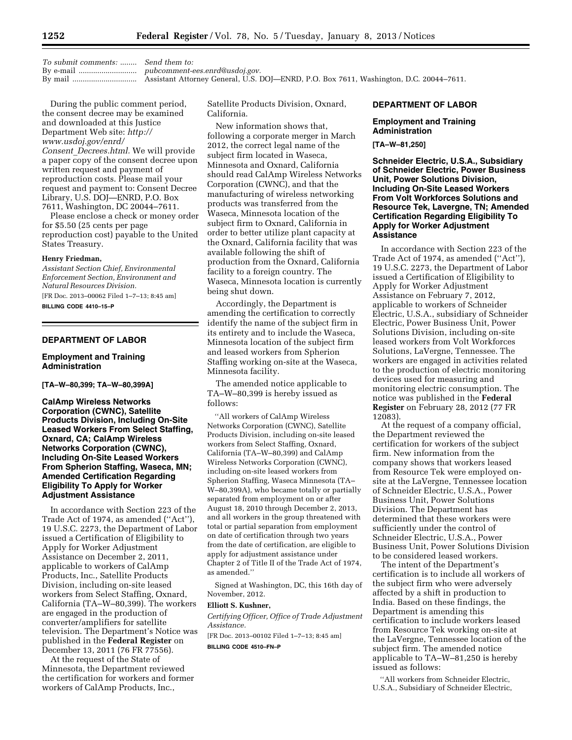| To submit comments: | Send them to: |
|---|---|
| By e-mail | *pubcomment-ees.enrd@usdoj.gov.* |
| By mail | Assistant Attorney General, U.S. DOJ—ENRD, P.O. Box 7611, Washington, D.C. 20044–7611. |

During the public comment period, the consent decree may be examined and downloaded at this Justice Department Web site: *http://www.usdoj.gov/enrd/Consent_Decrees.html.* We will provide a paper copy of the consent decree upon written request and payment of reproduction costs. Please mail your request and payment to: Consent Decree Library, U.S. DOJ—ENRD, P.O. Box 7611, Washington, DC 20044–7611.

Please enclose a check or money order for $5.50 (25 cents per page reproduction cost) payable to the United States Treasury.

**Henry Friedman,**

*Assistant Section Chief, Environmental Enforcement Section, Environment and Natural Resources Division.*

[FR Doc. 2013–00062 Filed 1–7–13; 8:45 am]

**BILLING CODE 4410–15–P**

## DEPARTMENT OF LABOR

### Employment and Training Administration

**[TA–W–80,399; TA–W–80,399A]**

### CalAmp Wireless Networks Corporation (CWNC), Satellite Products Division, Including On-Site Leased Workers From Select Staffing, Oxnard, CA; CalAmp Wireless Networks Corporation (CWNC), Including On-Site Leased Workers From Spherion Staffing, Waseca, MN; Amended Certification Regarding Eligibility To Apply for Worker Adjustment Assistance

In accordance with Section 223 of the Trade Act of 1974, as amended (''Act''), 19 U.S.C. 2273, the Department of Labor issued a Certification of Eligibility to Apply for Worker Adjustment Assistance on December 2, 2011, applicable to workers of CalAmp Products, Inc., Satellite Products Division, including on-site leased workers from Select Staffing, Oxnard, California (TA–W–80,399). The workers are engaged in the production of converter/amplifiers for satellite television. The Department's Notice was published in the **Federal Register** on December 13, 2011 (76 FR 77556).

At the request of the State of Minnesota, the Department reviewed the certification for workers and former workers of CalAmp Products, Inc., Satellite Products Division, Oxnard, California.

New information shows that, following a corporate merger in March 2012, the correct legal name of the subject firm located in Waseca, Minnesota and Oxnard, California should read CalAmp Wireless Networks Corporation (CWNC), and that the manufacturing of wireless networking products was transferred from the Waseca, Minnesota location of the subject firm to Oxnard, California in order to better utilize plant capacity at the Oxnard, California facility that was available following the shift of production from the Oxnard, California facility to a foreign country. The Waseca, Minnesota location is currently being shut down.

Accordingly, the Department is amending the certification to correctly identify the name of the subject firm in its entirety and to include the Waseca, Minnesota location of the subject firm and leased workers from Spherion Staffing working on-site at the Waseca, Minnesota facility.

The amended notice applicable to TA–W–80,399 is hereby issued as follows:

''All workers of CalAmp Wireless Networks Corporation (CWNC), Satellite Products Division, including on-site leased workers from Select Staffing, Oxnard, California (TA–W–80,399) and CalAmp Wireless Networks Corporation (CWNC), including on-site leased workers from Spherion Staffing, Waseca Minnesota (TA–W–80,399A), who became totally or partially separated from employment on or after August 18, 2010 through December 2, 2013, and all workers in the group threatened with total or partial separation from employment on date of certification through two years from the date of certification, are eligible to apply for adjustment assistance under Chapter 2 of Title II of the Trade Act of 1974, as amended.''

Signed at Washington, DC, this 16th day of November, 2012.

**Elliott S. Kushner,**

*Certifying Officer, Office of Trade Adjustment Assistance.*

[FR Doc. 2013–00102 Filed 1–7–13; 8:45 am]

**BILLING CODE 4510–FN–P**

## DEPARTMENT OF LABOR

### Employment and Training Administration

**[TA–W–81,250]**

### Schneider Electric, U.S.A., Subsidiary of Schneider Electric, Power Business Unit, Power Solutions Division, Including On-Site Leased Workers From Volt Workforces Solutions and Resource Tek, Lavergne, TN; Amended Certification Regarding Eligibility To Apply for Worker Adjustment Assistance

In accordance with Section 223 of the Trade Act of 1974, as amended (''Act''), 19 U.S.C. 2273, the Department of Labor issued a Certification of Eligibility to Apply for Worker Adjustment Assistance on February 7, 2012, applicable to workers of Schneider Electric, U.S.A., subsidiary of Schneider Electric, Power Business Unit, Power Solutions Division, including on-site leased workers from Volt Workforces Solutions, LaVergne, Tennessee. The workers are engaged in activities related to the production of electric monitoring devices used for measuring and monitoring electric consumption. The notice was published in the **Federal Register** on February 28, 2012 (77 FR 12083).

At the request of a company official, the Department reviewed the certification for workers of the subject firm. New information from the company shows that workers leased from Resource Tek were employed on-site at the LaVergne, Tennessee location of Schneider Electric, U.S.A., Power Business Unit, Power Solutions Division. The Department has determined that these workers were sufficiently under the control of Schneider Electric, U.S.A., Power Business Unit, Power Solutions Division to be considered leased workers.

The intent of the Department's certification is to include all workers of the subject firm who were adversely affected by a shift in production to India. Based on these findings, the Department is amending this certification to include workers leased from Resource Tek working on-site at the LaVergne, Tennessee location of the subject firm. The amended notice applicable to TA–W–81,250 is hereby issued as follows:

''All workers from Schneider Electric, U.S.A., Subsidiary of Schneider Electric,